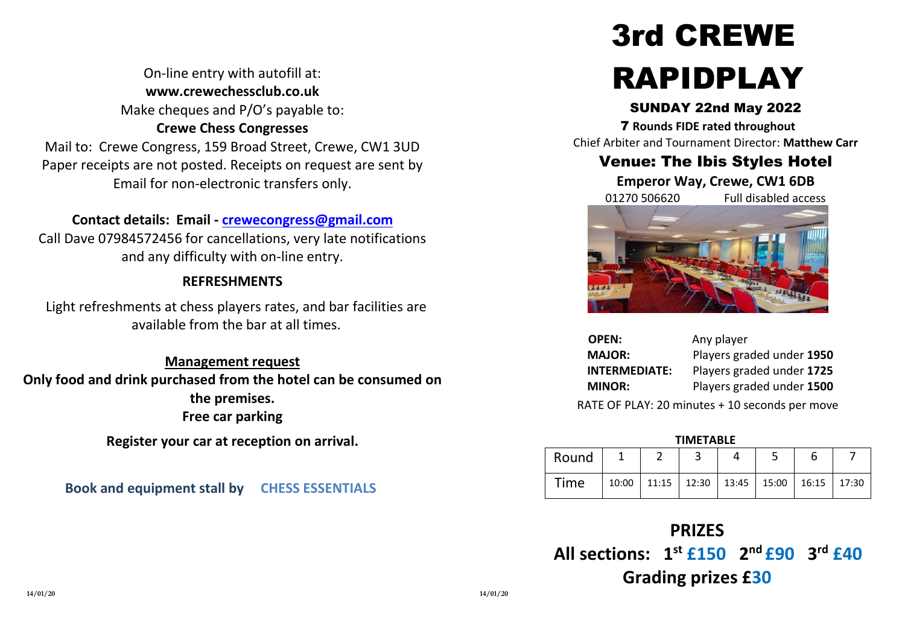On-line entry with autofill at:
**www.crewechessclub.co.uk**
Make cheques and P/O's payable to:
**Crewe Chess Congresses**
Mail to: Crewe Congress, 159 Broad Street, Crewe, CW1 3UD
Paper receipts are not posted. Receipts on request are sent by Email for non-electronic transfers only.

**Contact details: Email - crewecongress@gmail.com**
Call Dave 07984572456 for cancellations, very late notifications and any difficulty with on-line entry.

**REFRESHMENTS**

Light refreshments at chess players rates, and bar facilities are available from the bar at all times.

**Management request**
**Only food and drink purchased from the hotel can be consumed on the premises.**
**Free car parking**

**Register your car at reception on arrival.**

**Book and equipment stall by CHESS ESSENTIALS**

# 3rd CREWE RAPIDPLAY

## SUNDAY 22nd May 2022

**7 Rounds FIDE rated throughout**
Chief Arbiter and Tournament Director: **Matthew Carr**

## Venue: The Ibis Styles Hotel

**Emperor Way, Crewe, CW1 6DB**
01270 506620 Full disabled access

**OPEN:** Any player
**MAJOR:** Players graded under **1950**
**INTERMEDIATE:** Players graded under **1725**
**MINOR:** Players graded under **1500**

RATE OF PLAY: 20 minutes + 10 seconds per move

**TIMETABLE**

| Round | 1 | 2 | 3 | 4 | 5 | 6 | 7 |
|---|---|---|---|---|---|---|---|
| Time | 10:00 | 11:15 | 12:30 | 13:45 | 15:00 | 16:15 | 17:30 |

## PRIZES

**All sections: 1st £150 2nd £90 3rd £40**
**Grading prizes £30**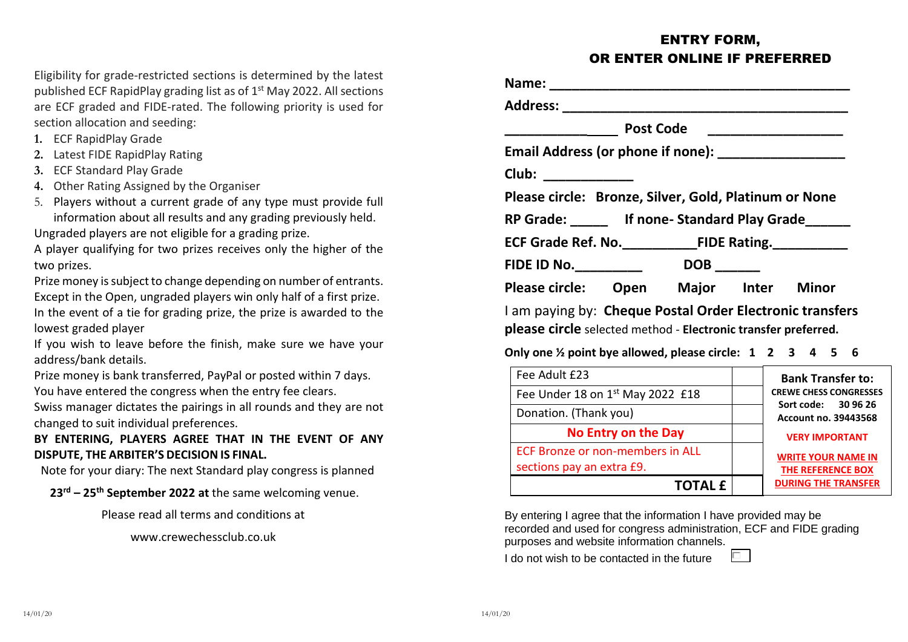Eligibility for grade-restricted sections is determined by the latest published ECF RapidPlay grading list as of 1st May 2022. All sections are ECF graded and FIDE-rated. The following priority is used for section allocation and seeding:

1. ECF RapidPlay Grade
2. Latest FIDE RapidPlay Rating
3. ECF Standard Play Grade
4. Other Rating Assigned by the Organiser
5. Players without a current grade of any type must provide full information about all results and any grading previously held.

Ungraded players are not eligible for a grading prize.

A player qualifying for two prizes receives only the higher of the two prizes.

Prize money is subject to change depending on number of entrants.

Except in the Open, ungraded players win only half of a first prize.

In the event of a tie for grading prize, the prize is awarded to the lowest graded player

If you wish to leave before the finish, make sure we have your address/bank details.

Prize money is bank transferred, PayPal or posted within 7 days.

You have entered the congress when the entry fee clears.

Swiss manager dictates the pairings in all rounds and they are not changed to suit individual preferences.

**BY ENTERING, PLAYERS AGREE THAT IN THE EVENT OF ANY DISPUTE, THE ARBITER'S DECISION IS FINAL.**

Note for your diary: The next Standard play congress is planned

**23rd – 25th September 2022 at** the same welcoming venue.

Please read all terms and conditions at

www.crewechessclub.co.uk

## ENTRY FORM, OR ENTER ONLINE IF PREFERRED

**Name:** ________________________________________

**Address:** ______________________________________

________________ **Post Code** ____________________

**Email Address (or phone if none):** _________________

**Club:** ____________

**Please circle: Bronze, Silver, Gold, Platinum or None**

**RP Grade:** _____ **If none- Standard Play Grade**______

**ECF Grade Ref. No.**__________**FIDE Rating.**__________

**FIDE ID No.**_________ **DOB** ______

**Please circle: Open Major Inter Minor**

I am paying by: **Cheque Postal Order Electronic transfers**

**please circle** selected method - **Electronic transfer preferred.**

**Only one ½ point bye allowed, please circle: 1 2 3 4 5 6**

| | | |
|---|---|---|
| Fee Adult £23 | | **Bank Transfer to:** **CREWE CHESS CONGRESSES** **Sort code: 30 96 26** **Account no. 39443568** |
| Fee Under 18 on 1st May 2022 £18 | | |
| Donation. (Thank you) | | |
| **No Entry on the Day** | | **VERY IMPORTANT** |
| ECF Bronze or non-members in ALL sections pay an extra £9. | | **WRITE YOUR NAME IN THE REFERENCE BOX DURING THE TRANSFER** |
| **TOTAL £** | | |

By entering I agree that the information I have provided may be recorded and used for congress administration, ECF and FIDE grading purposes and website information channels.

I do not wish to be contacted in the future ☐